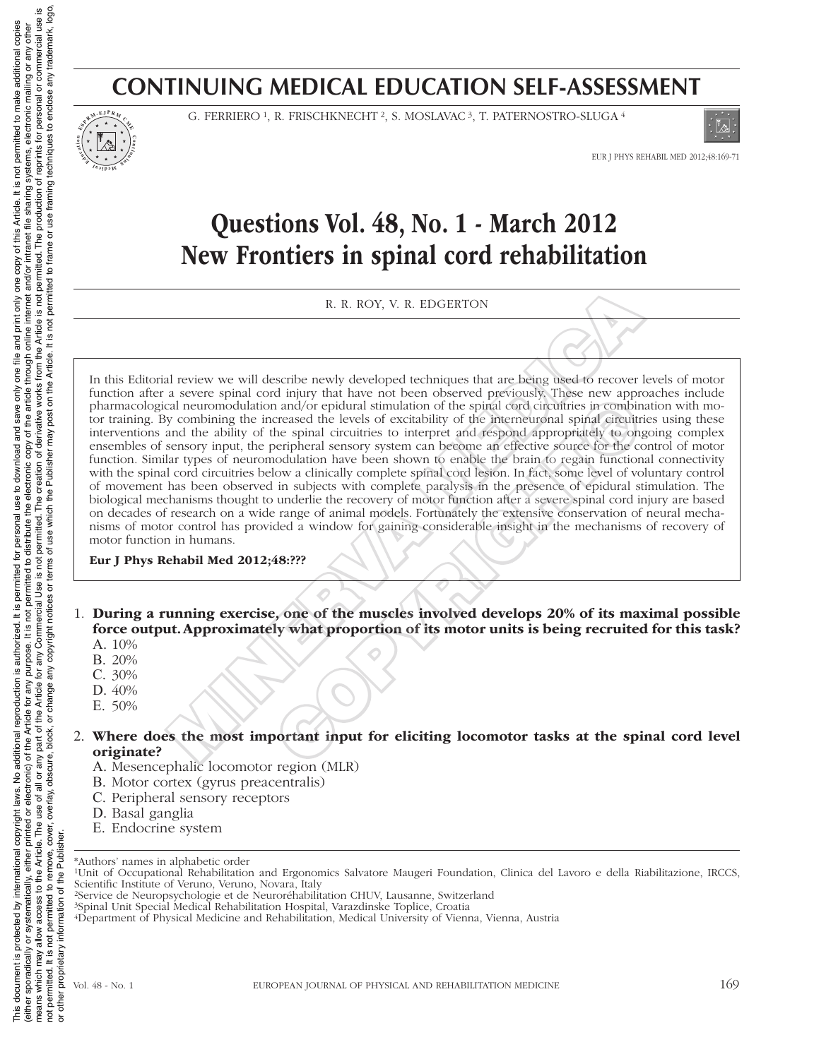# CONTINUING MEDICAL EDUCATION SELF-ASSESSMENT

G. FERRIERO [1], R. FRISCHKNECHT [2], S. MOSLAVAC [3], T. PATERNOSTRO-SLUGA [4]

# Questions Vol. 48, No. 1 - March 2012
# New Frontiers in spinal cord rehabilitation

R. R. ROY, V. R. EDGERTON

In this Editorial review we will describe newly developed techniques that are being used to recover levels of motor function after a severe spinal cord injury that have not been observed previously. These new approaches include pharmacological neuromodulation and/or epidural stimulation of the spinal cord circuitries in combination with motor training. By combining the increased the levels of excitability of the interneuronal spinal circuitries using these interventions and the ability of the spinal circuitries to interpret and respond appropriately to ongoing complex ensembles of sensory input, the peripheral sensory system can become an effective source for the control of motor function. Similar types of neuromodulation have been shown to enable the brain to regain functional connectivity with the spinal cord circuitries below a clinically complete spinal cord lesion. In fact, some level of voluntary control of movement has been observed in subjects with complete paralysis in the presence of epidural stimulation. The biological mechanisms thought to underlie the recovery of motor function after a severe spinal cord injury are based on decades of research on a wide range of animal models. Fortunately the extensive conservation of neural mechanisms of motor control has provided a window for gaining considerable insight in the mechanisms of recovery of motor function in humans.

**Eur J Phys Rehabil Med 2012;48:???**

1. **During a running exercise, one of the muscles involved develops 20% of its maximal possible force output. Approximately what proportion of its motor units is being recruited for this task?**
   A. 10%
   B. 20%
   C. 30%
   D. 40%
   E. 50%

2. **Where does the most important input for eliciting locomotor tasks at the spinal cord level originate?**
   A. Mesencephalic locomotor region (MLR)
   B. Motor cortex (gyrus preacentralis)
   C. Peripheral sensory receptors
   D. Basal ganglia
   E. Endocrine system

*Authors' names in alphabetic order

[1]Unit of Occupational Rehabilitation and Ergonomics Salvatore Maugeri Foundation, Clinica del Lavoro e della Riabilitazione, IRCCS, Scientific Institute of Veruno, Veruno, Novara, Italy

[2]Service de Neuropsychologie et de Neuroréhabilitation CHUV, Lausanne, Switzerland

[3]Spinal Unit Special Medical Rehabilitation Hospital, Varazdinske Toplice, Croatia

[4]Department of Physical Medicine and Rehabilitation, Medical University of Vienna, Vienna, Austria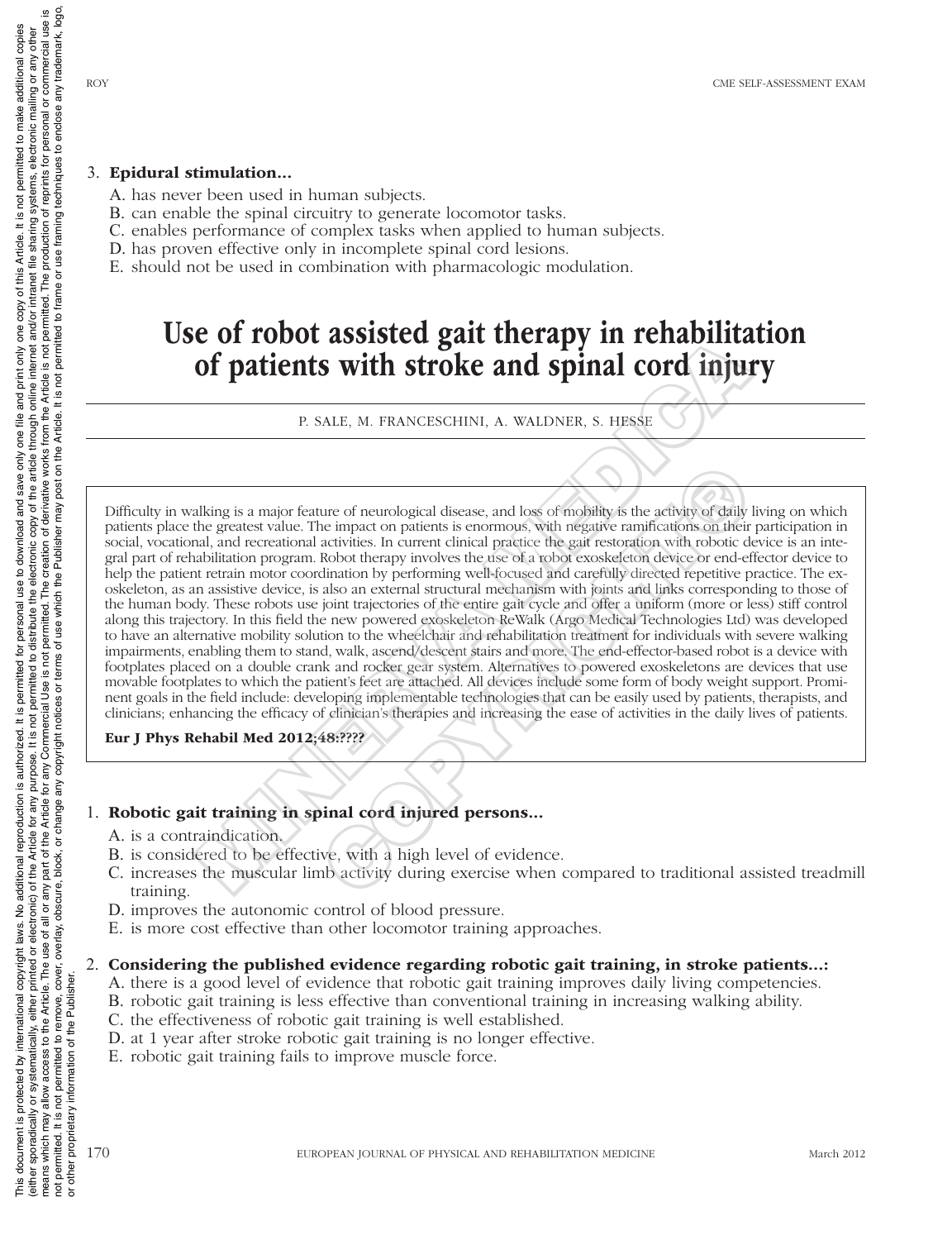3. **Epidural stimulation...**
   A. has never been used in human subjects.
   B. can enable the spinal circuitry to generate locomotor tasks.
   C. enables performance of complex tasks when applied to human subjects.
   D. has proven effective only in incomplete spinal cord lesions.
   E. should not be used in combination with pharmacologic modulation.

# Use of robot assisted gait therapy in rehabilitation of patients with stroke and spinal cord injury

P. SALE, M. FRANCESCHINI, A. WALDNER, S. HESSE

Difficulty in walking is a major feature of neurological disease, and loss of mobility is the activity of daily living on which patients place the greatest value. The impact on patients is enormous, with negative ramifications on their participation in social, vocational, and recreational activities. In current clinical practice the gait restoration with robotic device is an integral part of rehabilitation program. Robot therapy involves the use of a robot exoskeleton device or end-effector device to help the patient retrain motor coordination by performing well-focused and carefully directed repetitive practice. The exoskeleton, as an assistive device, is also an external structural mechanism with joints and links corresponding to those of the human body. These robots use joint trajectories of the entire gait cycle and offer a uniform (more or less) stiff control along this trajectory. In this field the new powered exoskeleton ReWalk (Argo Medical Technologies Ltd) was developed to have an alternative mobility solution to the wheelchair and rehabilitation treatment for individuals with severe walking impairments, enabling them to stand, walk, ascend/descent stairs and more. The end-effector-based robot is a device with footplates placed on a double crank and rocker gear system. Alternatives to powered exoskeletons are devices that use movable footplates to which the patient's feet are attached. All devices include some form of body weight support. Prominent goals in the field include: developing implementable technologies that can be easily used by patients, therapists, and clinicians; enhancing the efficacy of clinician's therapies and increasing the ease of activities in the daily lives of patients.

**Eur J Phys Rehabil Med 2012;48:????**

1. **Robotic gait training in spinal cord injured persons...**
   A. is a contraindication.
   B. is considered to be effective, with a high level of evidence.
   C. increases the muscular limb activity during exercise when compared to traditional assisted treadmill training.
   D. improves the autonomic control of blood pressure.
   E. is more cost effective than other locomotor training approaches.

2. **Considering the published evidence regarding robotic gait training, in stroke patients...:**
   A. there is a good level of evidence that robotic gait training improves daily living competencies.
   B. robotic gait training is less effective than conventional training in increasing walking ability.
   C. the effectiveness of robotic gait training is well established.
   D. at 1 year after stroke robotic gait training is no longer effective.
   E. robotic gait training fails to improve muscle force.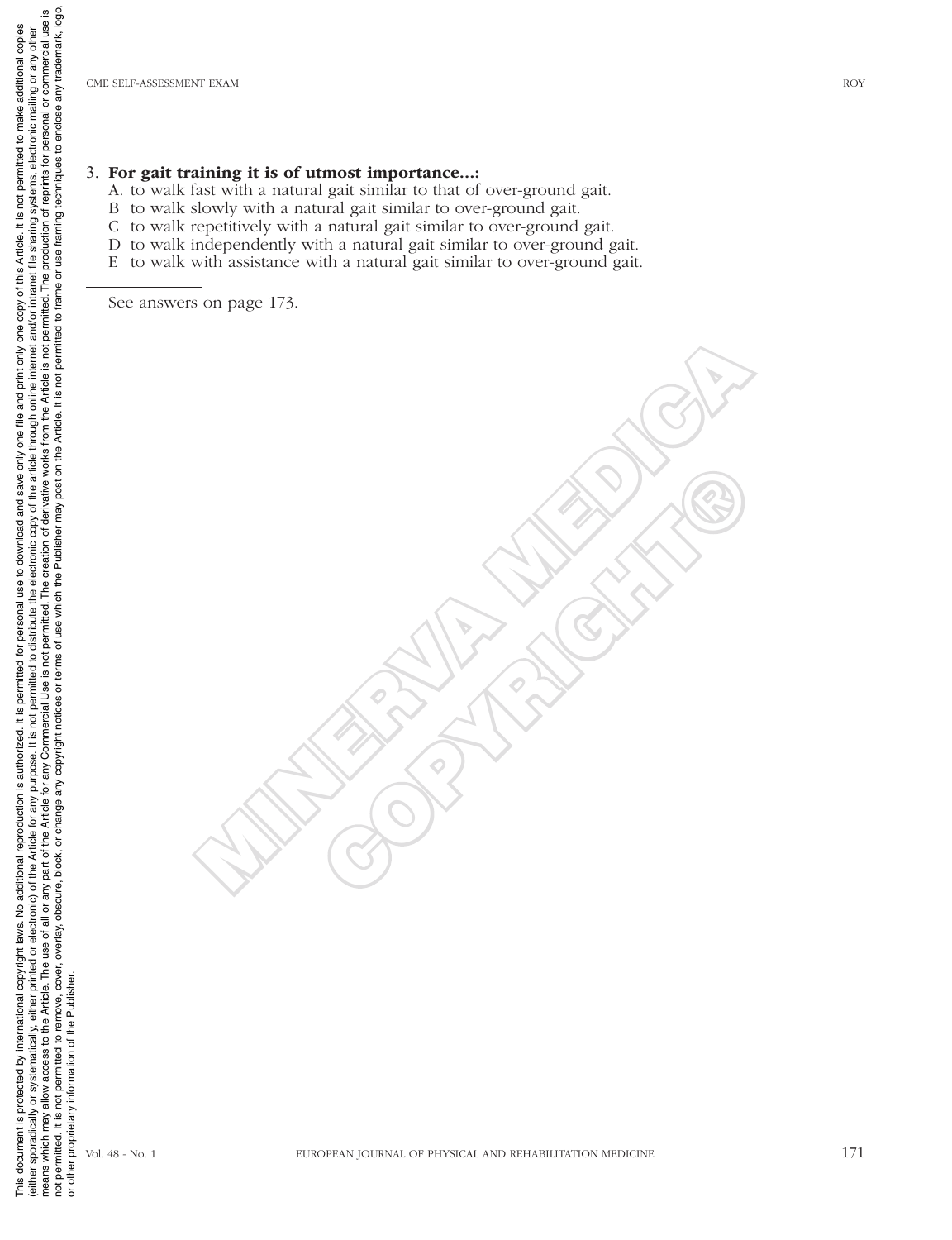3. **For gait training it is of utmost importance...:**
   - A. to walk fast with a natural gait similar to that of over-ground gait.
   - B to walk slowly with a natural gait similar to over-ground gait.
   - C to walk repetitively with a natural gait similar to over-ground gait.
   - D to walk independently with a natural gait similar to over-ground gait.
   - E to walk with assistance with a natural gait similar to over-ground gait.

---

See answers on page 173.